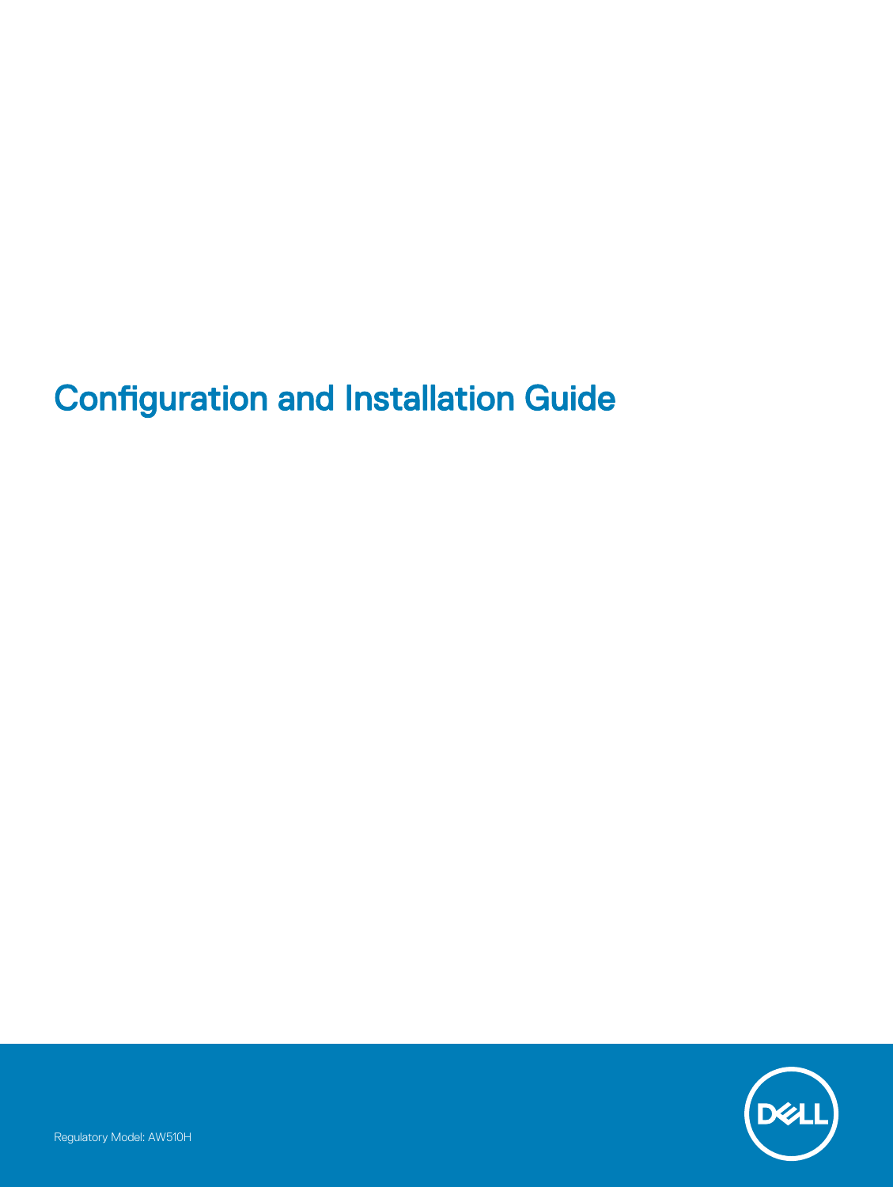# Configuration and Installation Guide

Regulatory Model: AW510H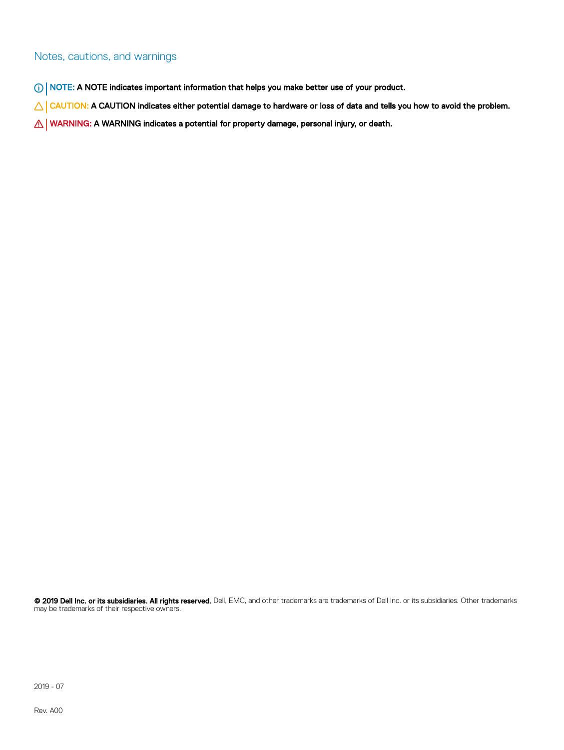## Notes, cautions, and warnings

**NOTE: A NOTE indicates important information that helps you make better use of your product.**

**CAUTION: A CAUTION indicates either potential damage to hardware or loss of data and tells you how to avoid the problem.**

**WARNING: A WARNING indicates a potential for property damage, personal injury, or death.**

**© 2019 Dell Inc. or its subsidiaries. All rights reserved.** Dell, EMC, and other trademarks are trademarks of Dell Inc. or its subsidiaries. Other trademarks may be trademarks of their respective owners.

2019 - 07

Rev. A00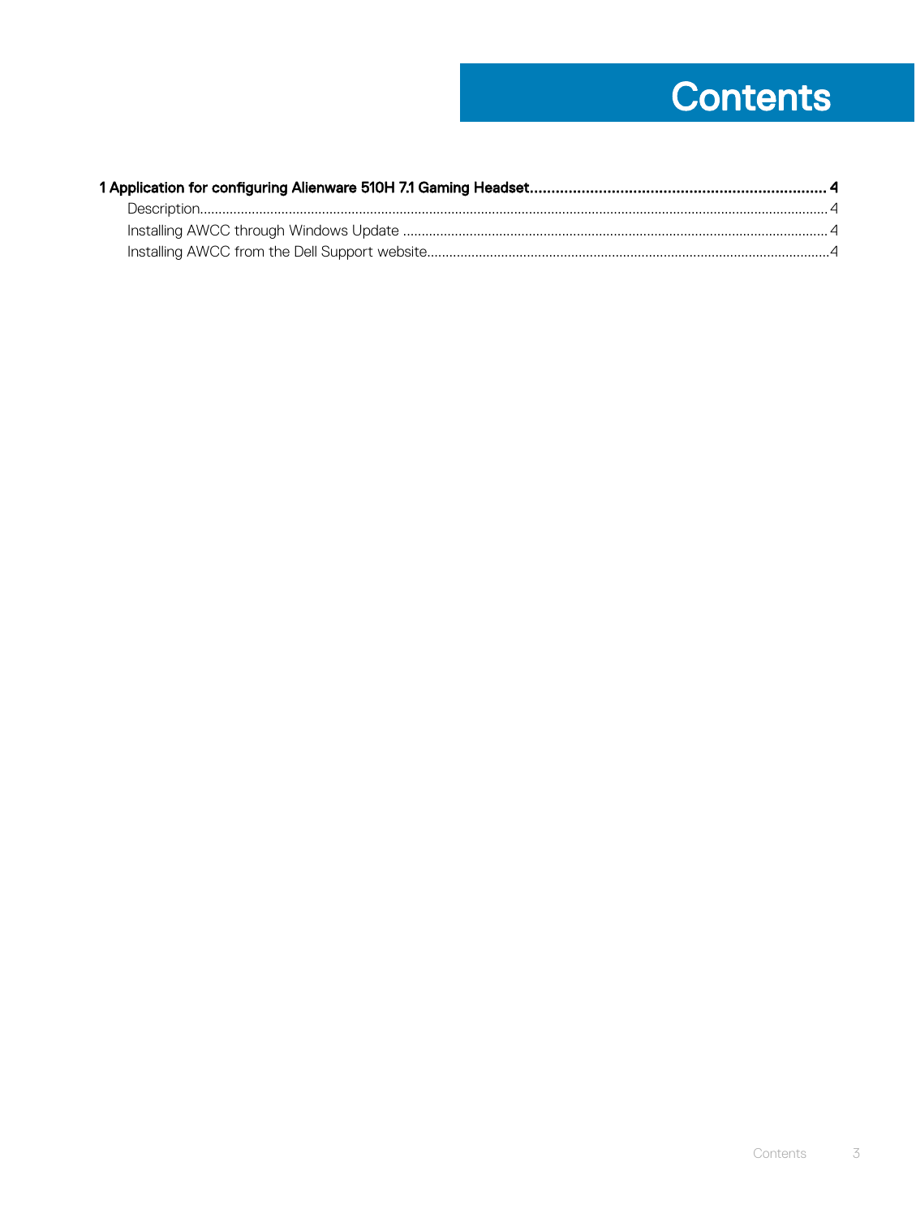# Contents

**1 Application for configuring Alienware 510H 7.1 Gaming Headset....................................................................... 4**

Description.................................................................................................................................................................. 4

Installing AWCC through Windows Update .................................................................................................................. 4

Installing AWCC from the Dell Support website.............................................................................................................4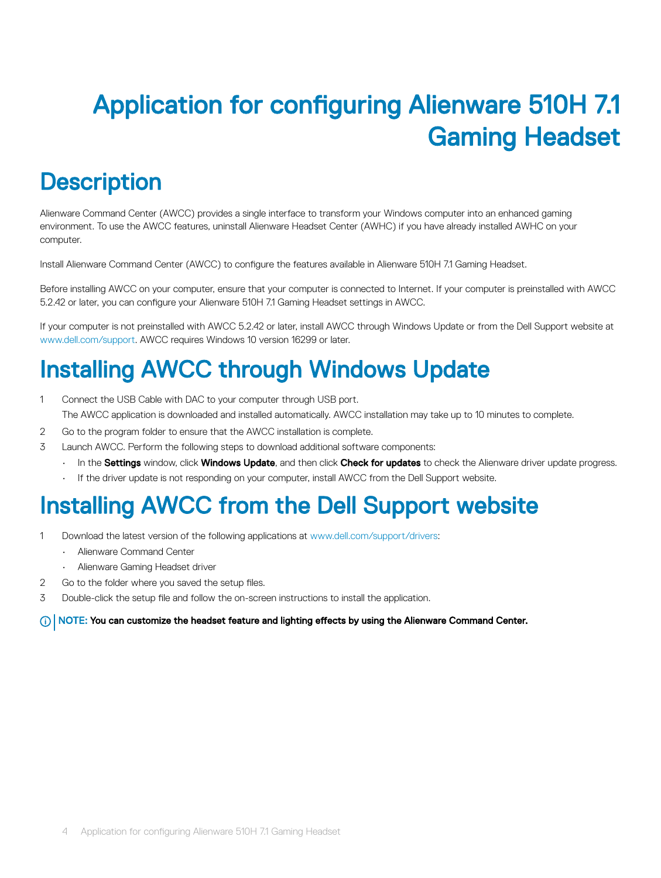# Application for configuring Alienware 510H 7.1 Gaming Headset

## Description

Alienware Command Center (AWCC) provides a single interface to transform your Windows computer into an enhanced gaming environment. To use the AWCC features, uninstall Alienware Headset Center (AWHC) if you have already installed AWHC on your computer.

Install Alienware Command Center (AWCC) to configure the features available in Alienware 510H 7.1 Gaming Headset.

Before installing AWCC on your computer, ensure that your computer is connected to Internet. If your computer is preinstalled with AWCC 5.2.42 or later, you can configure your Alienware 510H 7.1 Gaming Headset settings in AWCC.

If your computer is not preinstalled with AWCC 5.2.42 or later, install AWCC through Windows Update or from the Dell Support website at www.dell.com/support. AWCC requires Windows 10 version 16299 or later.

## Installing AWCC through Windows Update

1. Connect the USB Cable with DAC to your computer through USB port.

   The AWCC application is downloaded and installed automatically. AWCC installation may take up to 10 minutes to complete.
2. Go to the program folder to ensure that the AWCC installation is complete.
3. Launch AWCC. Perform the following steps to download additional software components:
   - In the **Settings** window, click **Windows Update**, and then click **Check for updates** to check the Alienware driver update progress.
   - If the driver update is not responding on your computer, install AWCC from the Dell Support website.

## Installing AWCC from the Dell Support website

1. Download the latest version of the following applications at www.dell.com/support/drivers:
   - Alienware Command Center
   - Alienware Gaming Headset driver
2. Go to the folder where you saved the setup files.
3. Double-click the setup file and follow the on-screen instructions to install the application.

**NOTE: You can customize the headset feature and lighting effects by using the Alienware Command Center.**